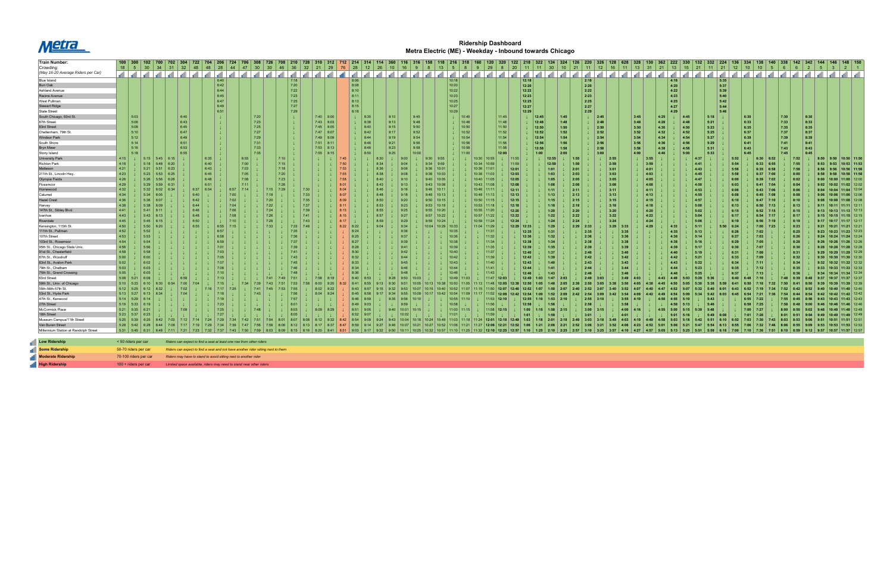# Metra

## Ridership Dashboard
## Metra Electric (ME) - Weekday - Inbound towards Chicago

Note: the source image is very low resolution. Many times below were filled in from the regular running-time pattern between the stations that could be read, so individual entries may not match the original exactly.

| Train Number: | 100 | 300 | 102 | 700 | 702 | 304 | 722 | 704 | 206 | 724 | 706 | 308 | 726 | 708 | 210 | 728 | 310 | 312 | 712 | 214 | 314 | 114 | 360 | 116 | 316 | 158 | 118 | 216 | 318 | 160 | 120 | 320 | 122 | 218 | 322 | 124 | 324 | 126 | 220 | 326 | 128 | 628 | 328 | 130 | 362 | 222 | 330 | 132 | 332 | 224 | 136 | 334 | 138 | 140 | 338 | 142 | 342 | 144 | 146 | 148 | 150 |
|---|---|---|---|---|---|---|---|---|---|---|---|---|---|---|---|---|---|---|---|---|---|---|---|---|---|---|---|---|---|---|---|---|---|---|---|---|---|---|---|---|---|---|---|---|---|---|---|---|---|---|---|---|---|---|---|---|---|---|---|---|---|
| Crowding: (May 16-20 Average Riders per Car) | 18 | 5 | 30 | 34 | 31 | 32 | 48 | 48 | 28 | 44 | 47 | 30 | 30 | 46 | 36 | 32 | 21 | 29 | 76 | 28 | 12 | 26 | 10 | 16 | 9 | 8 | 13 | 5 | 8 | 9 | 29 | 8 | 20 | 11 | 11 | 30 | 10 | 21 | 11 | 12 | 16 | 11 | 13 | 31 | 21 | 13 | 15 | 21 | 11 | 21 | 12 | 10 | 10 | 5 | 6 | 6 | 2 | 5 | 3 | 2 | 1 |
| Blue Island | | | | | | | | | 6:40 | | | | | | 7:18 | | | | | 8:06 | | | | | | | | 10:18 | | | | | | 12:18 | | | | | 2:18 | | | | | | | 4:18 | | | | 5:35 | | | | | | | | | | | |
| Burr Oak | | | | | | | | | 6:42 | | | | | | 7:20 | | | | | 8:08 | | | | | | | | 10:20 | | | | | | 12:20 | | | | | 2:20 | | | | | | | 4:20 | | | | 5:37 | | | | | | | | | | | |
| Ashland Avenue | | | | | | | | | 6:44 | | | | | | 7:22 | | | | | 8:10 | | | | | | | | 10:22 | | | | | | 12:22 | | | | | 2:22 | | | | | | | 4:22 | | | | 5:39 | | | | | | | | | | | |
| Racine Avenue | | | | | | | | | 6:45 | | | | | | 7:23 | | | | | 8:11 | | | | | | | | 10:23 | | | | | | 12:23 | | | | | 2:23 | | | | | | | 4:23 | | | | 5:40 | | | | | | | | | | | |
| West Pullman | | | | | | | | | 6:47 | | | | | | 7:25 | | | | | 8:13 | | | | | | | | 10:25 | | | | | | 12:25 | | | | | 2:25 | | | | | | | 4:25 | | | | 5:42 | | | | | | | | | | | |
| Stewart Ridge | | | | | | | | | 6:49 | | | | | | 7:27 | | | | | 8:15 | | | | | | | | 10:27 | | | | | | 12:27 | | | | | 2:27 | | | | | | | 4:27 | | | | 5:44 | | | | | | | | | | | |
| State Street | | | | | | | | | 6:51 | | | | | | 7:29 | | | | | 8:18 | | | | | | | | 10:29 | | | | | | 12:29 | | | | | 2:29 | | | | | | | 4:29 | | | | 5:46 | | | | | | | | | | | |
| South Chicago, 93rd St. | | 5:03 | | | | 6:40 | | | | | | 7:20 | | | | | 7:40 | 8:00 | | | 8:35 | | 9:10 | | 9:45 | | | | 10:45 | | | 11:45 | | | 12:45 | | 1:45 | | | 2:45 | | | 3:45 | | 4:25 | | 4:45 | | 5:18 | | | 6:30 | | | 7:30 | | 8:30 | | | | |
| 87th Street | | 5:06 | | | | 6:43 | | | | | | 7:23 | | | | | 7:43 | 8:03 | | | 8:38 | | 9:13 | | 9:48 | | | | 10:48 | | | 11:48 | | | 12:48 | | 1:48 | | | 2:48 | | | 3:48 | | 4:28 | | 4:48 | | 5:21 | | | 6:33 | | | 7:33 | | 8:33 | | | | |
| 83rd Street | | 5:08 | | | | 6:45 | | | | | | 7:25 | | | | | 7:45 | 8:05 | | | 8:40 | | 9:15 | | 9:50 | | | | 10:50 | | | 11:50 | | | 12:50 | | 1:50 | | | 2:50 | | | 3:50 | | 4:30 | | 4:50 | | 5:23 | | | 6:35 | | | 7:35 | | 8:35 | | | | |
| Cheltenham, 79th St. | | 5:10 | | | | 6:47 | | | | | | 7:27 | | | | | 7:47 | 8:07 | | | 8:42 | | 9:17 | | 9:52 | | | | 10:52 | | | 11:52 | | | 12:52 | | 1:52 | | | 2:52 | | | 3:52 | | 4:32 | | 4:52 | | 5:25 | | | 6:37 | | | 7:37 | | 8:37 | | | | |
| Windsor Park | | 5:12 | | | | 6:49 | | | | | | 7:29 | | | | | 7:49 | 8:09 | | | 8:44 | | 9:19 | | 9:54 | | | | 10:54 | | | 11:54 | | | 12:54 | | 1:54 | | | 2:54 | | | 3:54 | | 4:34 | | 4:54 | | 5:27 | | | 6:39 | | | 7:39 | | 8:39 | | | | |
| South Shore | | 5:14 | | | | 6:51 | | | | | | 7:31 | | | | | 7:51 | 8:11 | | | 8:46 | | 9:21 | | 9:56 | | | | 10:56 | | | 11:56 | | | 12:56 | | 1:56 | | | 2:56 | | | 3:56 | | 4:36 | | 4:56 | | 5:29 | | | 6:41 | | | 7:41 | | 8:41 | | | | |
| Bryn Mawr | | 5:16 | | | | 6:53 | | | | | | 7:33 | | | | | 7:53 | 8:13 | | | 8:48 | | 9:23 | | 9:58 | | | | 10:58 | | | 11:58 | | | 12:58 | | 1:58 | | | 2:58 | | | 3:58 | | 4:38 | | 4:58 | | 5:31 | | | 6:43 | | | 7:43 | | 8:43 | | | | |
| Stony Island | | 5:18 | | | | 6:55 | | | | | | 7:35 | | | | | 7:55 | 8:15 | | | 8:50 | | 9:25 | | 10:00 | | | | 11:00 | | | 12:00 | | | 1:00 | | 2:00 | | | 3:00 | | | 4:00 | | 4:40 | | 5:00 | | 5:33 | | | 6:45 | | | 7:45 | | 8:45 | | | | |
| University Park | 4:15 | | 5:15 | 5:45 | 6:15 | | | 6:35 | | | 6:55 | | | 7:10 | | | | | 7:45 | | | 8:30 | | 9:00 | | 9:30 | 9:55 | | | 10:30 | 10:55 | | 11:55 | | | 12:55 | | 1:55 | | | 2:55 | | | 3:55 | | | | 4:37 | | | 5:52 | | 6:30 | 6:52 | | 7:52 | | 8:50 | 9:50 | 10:50 | 11:50 |
| Richton Park | 4:18 | | 5:18 | 5:48 | 6:20 | | | 6:40 | | | 7:00 | | | 7:15 | | | | | 7:50 | | | 8:34 | | 9:04 | | 9:34 | 9:59 | | | 10:34 | 10:59 | | 11:59 | | | 12:59 | | 1:59 | | | 2:59 | | | 3:59 | | | | 4:41 | | | 5:54 | | 6:33 | 6:55 | | 7:55 | | 8:53 | 9:53 | 10:53 | 11:53 |
| Matteson | 4:21 | | 5:21 | 5:51 | 6:23 | | | 6:43 | | | 7:03 | | | 7:18 | | | | | 7:53 | | | 8:36 | | 9:06 | | 9:36 | 10:01 | | | 10:36 | 11:01 | | 12:01 | | | 1:01 | | 2:01 | | | 3:01 | | | 4:01 | | | | 4:43 | | | 5:56 | | 6:35 | 6:58 | | 7:58 | | 8:56 | 9:56 | 10:56 | 11:56 |
| 211th St., Lincoln Hwy. | 4:23 | | 5:23 | 5:53 | 6:25 | | | 6:45 | | | 7:05 | | | 7:20 | | | | | 7:55 | | | 8:38 | | 9:08 | | 9:38 | 10:03 | | | 10:38 | 11:03 | | 12:03 | | | 1:03 | | 2:03 | | | 3:03 | | | 4:03 | | | | 4:45 | | | 5:58 | | 6:37 | 7:00 | | 8:00 | | 8:58 | 9:58 | 10:58 | 11:58 |
| Olympia Fields | 4:26 | | 5:26 | 5:56 | 6:28 | | | 6:48 | | | 7:08 | | | 7:23 | | | | | 7:58 | | | 8:40 | | 9:10 | | 9:40 | 10:05 | | | 10:40 | 11:05 | | 12:05 | | | 1:05 | | 2:05 | | | 3:05 | | | 4:05 | | | | 4:47 | | | 6:00 | | 6:39 | 7:02 | | 8:02 | | 9:00 | 10:00 | 11:00 | 12:00 |
| Flossmoor | 4:29 | | 5:29 | 5:59 | 6:31 | | | 6:51 | | | 7:11 | | | 7:26 | | | | | 8:01 | | | 8:43 | | 9:13 | | 9:43 | 10:08 | | | 10:43 | 11:08 | | 12:08 | | | 1:08 | | 2:08 | | | 3:08 | | | 4:08 | | | | 4:50 | | | 6:03 | | 6:41 | 7:04 | | 8:04 | | 9:02 | 10:02 | 11:02 | 12:02 |
| Homewood | 4:32 | | 5:32 | 6:02 | 6:34 | | 6:37 | 6:54 | | 6:57 | 7:14 | | 7:15 | 7:29 | | 7:30 | | | 8:04 | | | 8:46 | | 9:16 | | 9:46 | 10:11 | | | 10:46 | 11:11 | | 12:11 | | | 1:11 | | 2:11 | | | 3:11 | | | 4:11 | | | | 4:53 | | | 6:06 | | 6:43 | 7:06 | | 8:06 | | 9:04 | 10:04 | 11:04 | 12:04 |
| Calumet | 4:34 | | 5:34 | 6:05 | ↓ | | 6:40 | ↓ | | 7:00 | ↓ | | 7:18 | ↓ | | 7:33 | | | 8:07 | | | 8:48 | | 9:18 | | 9:48 | 10:13 | | | 10:48 | 11:13 | | 12:13 | | | 1:13 | | 2:13 | | | 3:13 | | | 4:13 | | | | 4:55 | | | 6:08 | | 6:45 | 7:08 | | 8:08 | | 9:06 | 10:06 | 11:06 | 12:06 |
| Hazel Crest | 4:36 | | 5:36 | 6:07 | ↓ | | 6:42 | ↓ | | 7:02 | ↓ | | 7:20 | ↓ | | 7:35 | | | 8:09 | | | 8:50 | | 9:20 | | 9:50 | 10:15 | | | 10:50 | 11:15 | | 12:15 | | | 1:15 | | 2:15 | | | 3:15 | | | 4:15 | | | | 4:57 | | | 6:10 | | 6:47 | 7:10 | | 8:10 | | 9:08 | 10:08 | 11:08 | 12:08 |
| Harvey | 4:38 | | 5:38 | 6:09 | ↓ | | 6:44 | ↓ | | 7:04 | ↓ | | 7:22 | ↓ | | 7:37 | | | 8:11 | | | 8:53 | | 9:23 | | 9:53 | 10:18 | | | 10:53 | 11:18 | | 12:18 | | | 1:18 | | 2:18 | | | 3:18 | | | 4:18 | | | | 5:00 | | | 6:13 | | 6:50 | 7:13 | | 8:13 | | 9:11 | 10:11 | 11:11 | 12:11 |
| 147th St., Sibley Blvd. | 4:41 | | 5:41 | 6:11 | ↓ | | 6:46 | ↓ | | 7:06 | ↓ | | 7:24 | ↓ | | 7:39 | | | 8:13 | | | 8:55 | | 9:25 | | 9:55 | 10:20 | | | 10:55 | 11:20 | | 12:20 | | | 1:20 | | 2:20 | | | 3:20 | | | 4:20 | | | | 5:02 | | | 6:15 | | 6:52 | 7:15 | | 8:15 | | 9:13 | 10:13 | 11:13 | 12:13 |
| Ivanhoe | 4:43 | | 5:43 | 6:13 | ↓ | | 6:48 | ↓ | | 7:08 | ↓ | | 7:26 | ↓ | | 7:41 | | | 8:15 | | | 8:57 | | 9:27 | | 9:57 | 10:22 | | | 10:57 | 11:22 | | 12:22 | | | 1:22 | | 2:22 | | | 3:22 | | | 4:22 | | | | 5:04 | | | 6:17 | | 6:54 | 7:17 | | 8:17 | | 9:15 | 10:15 | 11:15 | 12:15 |
| Riverdale | 4:45 | | 5:45 | 6:15 | ↓ | | 6:50 | ↓ | | 7:10 | ↓ | | 7:28 | ↓ | | 7:43 | | | 8:17 | | | 8:59 | | 9:29 | | 9:59 | 10:24 | | | 10:59 | 11:24 | | 12:24 | | | 1:24 | | 2:24 | | | 3:24 | | | 4:24 | | | | 5:06 | | | 6:19 | | 6:56 | 7:19 | | 8:19 | | 9:17 | 10:17 | 11:17 | 12:17 |
| Kensington, 115th St. | 4:50 | | 5:50 | 6:20 | ↓ | | 6:55 | ↓ | 6:55 | 7:15 | ↓ | | 7:33 | ↓ | 7:33 | 7:48 | | | 8:22 | 8:22 | | 9:04 | | 9:34 | | 10:04 | 10:29 | 10:33 | | 11:04 | 11:29 | | 12:29 | 12:33 | | 1:29 | | 2:29 | 2:33 | | 3:29 | 3:33 | | 4:29 | | 4:33 | | 5:11 | | 5:50 | 6:24 | | 7:00 | 7:23 | | 8:23 | | 9:21 | 10:21 | 11:21 | 12:21 |
| 111th St., Pullman | 4:52 | | 5:52 | ↓ | ↓ | | ↓ | ↓ | 6:57 | ↓ | ↓ | | ↓ | ↓ | 7:35 | ↓ | | | ↓ | 8:24 | | ↓ | | 9:36 | | ↓ | ↓ | 10:35 | | ↓ | 11:31 | | ↓ | 12:35 | | 1:31 | | ↓ | 2:35 | | ↓ | 3:35 | | ↓ | | 4:35 | | 5:13 | | ↓ | 6:26 | | 7:02 | ↓ | | 8:25 | | 9:23 | 10:23 | 11:23 | 12:23 |
| 107th Street | 4:53 | | 5:53 | ↓ | ↓ | | ↓ | ↓ | 6:58 | ↓ | ↓ | | ↓ | ↓ | 7:36 | ↓ | | | ↓ | 8:25 | | ↓ | | 9:37 | | ↓ | ↓ | 10:36 | | ↓ | 11:32 | | ↓ | 12:36 | | 1:32 | | ↓ | 2:36 | | ↓ | 3:36 | | ↓ | | 4:36 | | 5:14 | | ↓ | 6:27 | | 7:03 | ↓ | | 8:26 | | 9:24 | 10:24 | 11:24 | 12:24 |
| 103rd St., Rosemoor | 4:54 | | 5:54 | ↓ | ↓ | | ↓ | ↓ | 6:59 | ↓ | ↓ | | ↓ | ↓ | 7:37 | ↓ | | | ↓ | 8:27 | | ↓ | | 9:39 | | ↓ | ↓ | 10:37 | | ↓ | 11:34 | | ↓ | 12:37 | | 1:34 | | ↓ | 2:37 | | ↓ | 3:37 | | ↓ | | 4:37 | | 5:16 | | ↓ | 6:29 | | 7:05 | ↓ | | 8:28 | | 9:26 | 10:26 | 11:26 | 12:26 |
| 95th St., Chicago State Univ. | 4:56 | | 5:56 | ↓ | ↓ | | ↓ | ↓ | 7:01 | ↓ | ↓ | | ↓ | ↓ | 7:39 | ↓ | | | ↓ | 8:28 | | ↓ | | 9:41 | | ↓ | ↓ | 10:39 | | ↓ | 11:35 | | ↓ | 12:39 | | 1:35 | | ↓ | 2:39 | | ↓ | 3:39 | | ↓ | | 4:39 | | 5:17 | | ↓ | 6:30 | | 7:07 | ↓ | | 8:30 | | 9:28 | 10:28 | 11:28 | 12:28 |
| 91st St., Chesterfield | 4:58 | | 5:58 | ↓ | ↓ | | ↓ | ↓ | 7:03 | ↓ | ↓ | | ↓ | ↓ | 7:41 | ↓ | | | ↓ | 8:30 | | ↓ | | 9:42 | | ↓ | ↓ | 10:40 | | ↓ | 11:37 | | ↓ | 12:40 | | 1:37 | | ↓ | 2:40 | | ↓ | 3:40 | | ↓ | | 4:40 | | 5:19 | | ↓ | 6:31 | | 7:08 | ↓ | | 8:31 | | 9:29 | 10:29 | 11:29 | 12:29 |
| 87th St., Woodruff | 5:00 | | 6:00 | ↓ | ↓ | | ↓ | ↓ | 7:05 | ↓ | ↓ | | ↓ | ↓ | 7:43 | ↓ | | | ↓ | 8:32 | | ↓ | | 9:44 | | ↓ | ↓ | 10:42 | | ↓ | 11:39 | | ↓ | 12:42 | | 1:39 | | ↓ | 2:42 | | ↓ | 3:42 | | ↓ | | 4:42 | | 5:21 | | ↓ | 6:33 | | 7:09 | ↓ | | 8:32 | | 9:30 | 10:30 | 11:30 | 12:30 |
| 83rd St., Avalon Park | 5:02 | | 6:02 | ↓ | ↓ | | ↓ | ↓ | 7:07 | ↓ | ↓ | | ↓ | ↓ | 7:45 | ↓ | | | ↓ | 8:33 | | ↓ | | 9:45 | | ↓ | ↓ | 10:43 | | ↓ | 11:40 | | ↓ | 12:43 | | 1:40 | | ↓ | 2:43 | | ↓ | 3:43 | | ↓ | | 4:43 | | 5:22 | | ↓ | 6:34 | | 7:11 | ↓ | | 8:34 | | 9:32 | 10:32 | 11:32 | 12:32 |
| 79th St., Chatham | 5:03 | | 6:03 | ↓ | ↓ | | ↓ | ↓ | 7:08 | ↓ | ↓ | | ↓ | ↓ | 7:46 | ↓ | | | ↓ | 8:34 | | ↓ | | 9:46 | | ↓ | ↓ | 10:44 | | ↓ | 11:41 | | ↓ | 12:44 | | 1:41 | | ↓ | 2:44 | | ↓ | 3:44 | | ↓ | | 4:44 | | 5:23 | | ↓ | 6:35 | | 7:12 | ↓ | | 8:35 | | 9:33 | 10:33 | 11:33 | 12:33 |
| 75th St., Grand Crossing | 5:05 | | 6:05 | ↓ | ↓ | | ↓ | ↓ | 7:10 | ↓ | ↓ | | ↓ | ↓ | 7:48 | ↓ | | | ↓ | 8:36 | | ↓ | | 9:48 | | ↓ | ↓ | 10:46 | | ↓ | 11:43 | | ↓ | 12:46 | | 1:43 | | ↓ | 2:46 | | ↓ | 3:46 | | ↓ | | 4:46 | | 5:25 | | ↓ | 6:37 | | 7:13 | ↓ | | 8:36 | | 9:34 | 10:34 | 11:34 | 12:34 |
| 63rd Street | 5:08 | 5:21 | 6:08 | ↓ | ↓ | 6:58 | ↓ | ↓ | 7:13 | ↓ | ↓ | 7:37 | 7:41 | 7:49 | 7:51 | ↓ | 7:58 | 8:18 | ↓ | 8:40 | 8:53 | ↓ | 9:28 | 9:50 | 10:03 | ↓ | ↓ | 10:49 | 11:03 | ↓ | 11:47 | 12:03 | ↓ | 12:49 | 1:03 | 1:47 | 2:03 | ↓ | 2:49 | 3:03 | ↓ | 3:49 | 4:03 | ↓ | 4:43 | 4:49 | 5:03 | 5:29 | 5:36 | ↓ | 6:40 | 6:48 | 7:16 | ↓ | 7:48 | 8:39 | 8:48 | 9:37 | 10:37 | 11:37 | 12:37 |
| 59th St., Univ. of Chicago | 5:10 | 5:23 | 6:10 | 6:30 | 6:54 | 7:00 | 7:04 | ↓ | 7:15 | ↓ | 7:34 | 7:39 | 7:43 | 7:51 | 7:53 | 7:58 | 8:00 | 8:20 | 8:32 | 8:41 | 8:55 | 9:13 | 9:30 | 9:51 | 10:05 | 10:13 | 10:38 | 10:50 | 11:05 | 11:13 | 11:48 | 12:05 | 12:38 | 12:50 | 1:05 | 1:48 | 2:05 | 2:38 | 2:50 | 3:05 | 3:38 | 3:50 | 4:05 | 4:38 | 4:45 | 4:50 | 5:05 | 5:30 | 5:38 | 5:59 | 6:41 | 6:50 | 7:18 | 7:32 | 7:50 | 8:41 | 8:50 | 9:39 | 10:39 | 11:39 | 12:39 |
| 55th-56th-57th St. | 5:12 | 5:25 | 6:12 | ↓ | ↓ | 7:02 | ↓ | ↓ | 7:17 | ↓ | ↓ | 7:41 | ↓ | ↓ | 7:55 | ↓ | 8:02 | 8:22 | ↓ | 8:43 | 8:57 | 9:15 | 9:32 | 9:53 | 10:07 | 10:15 | 10:40 | 10:52 | 11:07 | 11:15 | 11:50 | 12:07 | 12:40 | 12:52 | 1:07 | 1:50 | 2:07 | 2:40 | 2:52 | 3:07 | 3:40 | 3:52 | 4:07 | 4:40 | 4:47 | 4:52 | 5:07 | 5:32 | 5:40 | 6:01 | 6:43 | 6:52 | 7:19 | 7:34 | 7:52 | 8:42 | 8:52 | 9:40 | 10:40 | 11:40 | 12:40 |
| 53rd St., Hyde Park | 5:13 | 5:27 | 6:13 | 6:34 | ↓ | 7:04 | ↓ | ↓ | 7:18 | ↓ | ↓ | 7:43 | ↓ | ↓ | 7:56 | ↓ | 8:04 | 8:24 | ↓ | 8:45 | 8:58 | 9:17 | 9:34 | 9:55 | 10:09 | 10:17 | 10:42 | 10:54 | 11:09 | 11:17 | 11:52 | 12:09 | 12:42 | 12:54 | 1:09 | 1:52 | 2:09 | 2:42 | 2:54 | 3:09 | 3:42 | 3:54 | 4:09 | 4:42 | 4:49 | 4:54 | 5:09 | 5:34 | 5:42 | 6:03 | 6:45 | 6:54 | 7:21 | 7:36 | 7:54 | 8:44 | 8:54 | 9:42 | 10:42 | 11:42 | 12:42 |
| 47th St., Kenwood | 5:14 | 5:29 | 6:14 | ↓ | ↓ | ↓ | ↓ | ↓ | 7:19 | ↓ | ↓ | ↓ | ↓ | ↓ | 7:57 | ↓ | ↓ | ↓ | ↓ | 8:46 | 8:59 | 9:18 | 9:35 | 9:56 | 10:10 | 10:18 | 10:43 | 10:55 | 11:10 | 11:18 | 11:53 | 12:10 | 12:43 | 12:55 | 1:10 | 1:53 | 2:10 | 2:43 | 2:55 | 3:10 | 3:43 | 3:55 | 4:10 | 4:43 | 4:50 | 4:55 | 5:10 | 5:35 | 5:43 | 6:04 | 6:46 | 6:55 | 7:22 | 7:37 | 7:55 | 8:45 | 8:55 | 9:43 | 10:43 | 11:43 | 12:43 |
| 27th Street | 5:19 | 5:33 | 6:19 | ↓ | ↓ | ↓ | ↓ | ↓ | 7:23 | ↓ | ↓ | ↓ | ↓ | ↓ | 8:01 | ↓ | ↓ | ↓ | ↓ | 8:49 | 9:03 | ↓ | 9:38 | 9:59 | 10:13 | ↓ | ↓ | 10:58 | 11:13 | ↓ | 11:56 | 12:13 | ↓ | 12:58 | 1:13 | 1:56 | 2:13 | ↓ | 2:58 | 3:13 | ↓ | 3:58 | 4:13 | ↓ | 4:53 | 4:58 | 5:13 | 5:38 | 5:46 | ↓ | 6:48 | 6:58 | 7:25 | ↓ | 7:58 | 8:48 | 9:00 | 9:46 | 10:46 | 11:46 | 12:46 |
| McCormick Place | 5:21 | 5:35 | 6:21 | ↓ | ↓ | 7:09 | ↓ | ↓ | 7:25 | ↓ | ↓ | 7:48 | ↓ | ↓ | 8:03 | ↓ | 8:09 | 8:29 | ↓ | 8:51 | 9:05 | ↓ | 9:40 | 10:01 | 10:15 | ↓ | ↓ | 11:00 | 11:15 | ↓ | 11:58 | 12:15 | ↓ | 1:00 | 1:15 | 1:58 | 2:15 | ↓ | 3:00 | 3:15 | ↓ | 4:00 | 4:15 | ↓ | 4:55 | 5:00 | 5:15 | 5:39 | 5:48 | ↓ | 6:49 | 7:00 | 7:27 | ↓ | 8:00 | 8:50 | 9:02 | 9:48 | 10:48 | 11:48 | 12:48 |
| 18th Street | 5:23 | 5:37 | 6:23 | ↓ | ↓ | ↓ | ↓ | ↓ | 7:27 | ↓ | ↓ | ↓ | ↓ | ↓ | 8:05 | ↓ | ↓ | ↓ | ↓ | 8:52 | 9:07 | ↓ | 9:41 | 10:02 | 10:16 | ↓ | ↓ | 11:01 | 11:16 | ↓ | 11:59 | 12:16 | ↓ | 1:01 | 1:16 | 1:59 | 2:16 | ↓ | 3:01 | 3:16 | ↓ | 4:01 | 4:16 | ↓ | 4:56 | 5:01 | 5:16 | 5:40 | 5:49 | ↓ | 6:50 | 7:01 | 7:28 | ↓ | 8:01 | 8:51 | 9:04 | 9:49 | 10:49 | 11:49 | 12:49 |
| Museum Campus/11th Street | 5:25 | 5:39 | 6:25 | 6:42 | 7:03 | 7:12 | 7:14 | 7:24 | 7:29 | 7:34 | 7:42 | 7:51 | 7:54 | 8:01 | 8:07 | 8:08 | 8:12 | 8:32 | 8:42 | 8:54 | 9:09 | 9:24 | 9:43 | 10:04 | 10:18 | 10:24 | 10:49 | 11:03 | 11:18 | 11:24 | 12:01 | 12:18 | 12:49 | 1:03 | 1:18 | 2:01 | 2:18 | 2:49 | 3:03 | 3:18 | 3:49 | 4:03 | 4:19 | 4:49 | 4:58 | 5:03 | 5:18 | 5:42 | 5:51 | 6:10 | 6:52 | 7:03 | 7:30 | 7:43 | 8:03 | 8:53 | 9:06 | 9:51 | 10:51 | 11:51 | 12:51 |
| Van Buren Street | 5:28 | 5:42 | 6:28 | 6:44 | 7:08 | 7:17 | 7:19 | 7:29 | 7:34 | 7:39 | 7:47 | 7:56 | 7:59 | 8:06 | 8:12 | 8:13 | 8:17 | 8:37 | 8:47 | 8:59 | 9:14 | 9:27 | 9:46 | 10:07 | 10:21 | 10:27 | 10:52 | 11:06 | 11:21 | 11:27 | 12:06 | 12:21 | 12:52 | 1:06 | 1:21 | 2:06 | 2:21 | 2:52 | 3:06 | 3:21 | 3:52 | 4:06 | 4:23 | 4:52 | 5:01 | 5:06 | 5:21 | 5:47 | 5:54 | 6:13 | 6:55 | 7:06 | 7:32 | 7:46 | 8:06 | 8:55 | 9:09 | 9:53 | 10:53 | 11:53 | 12:53 |
| Millennium Station at Randolph Street | 5:31 | 5:45 | 6:31 | 6:46 | 7:11 | 7:21 | 7:23 | 7:32 | 7:37 | 7:43 | 7:50 | 7:59 | 8:03 | 8:09 | 8:15 | 8:16 | 8:20 | 8:41 | 8:51 | 9:03 | 9:17 | 9:32 | 9:50 | 10:11 | 10:25 | 10:32 | 10:57 | 11:10 | 11:25 | 11:32 | 12:10 | 12:25 | 12:57 | 1:10 | 1:25 | 2:10 | 2:25 | 2:57 | 3:10 | 3:25 | 3:57 | 4:10 | 4:27 | 4:57 | 5:05 | 5:13 | 5:25 | 5:51 | 5:58 | 6:18 | 7:00 | 7:10 | 7:36 | 7:51 | 8:10 | 8:59 | 9:12 | 9:57 | 10:57 | 11:57 | 12:57 |

| Level | Riders per car | Description |
|---|---|---|
| **Low Ridership** | < 50 riders per car | Riders can expect to find a seat at least one row from other riders |
| **Some Ridership** | 50-70 riders per car | Riders can expect to find a seat and not have another rider sitting next to them |
| **Moderate Ridership** | 70-100 riders per car | Riders may have to stand to avoid sitting next to another rider |
| **High Ridership** | 100 + riders per car | Limited space available, riders may need to stand near other riders |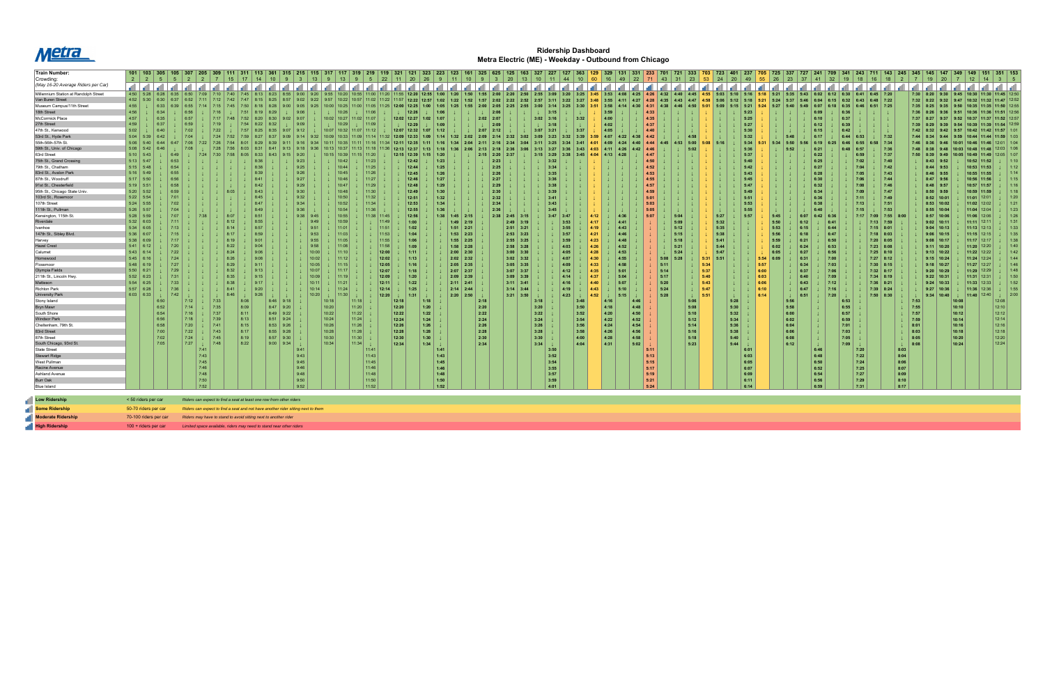# Ridership Dashboard

## Metra Electric (ME) - Weekday - Outbound from Chicago

| Train Number: | 101 | 103 | 305 | 105 | 307 | 205 | 309 | 111 | 311 | 113 | 361 | 315 | 215 | 115 | 317 | 117 | 319 | 219 | 119 | 321 | 121 | 323 | 223 | 123 | 161 | 325 | 625 | 125 | 163 | 327 | 227 | 127 | 363 | 129 | 329 | 131 | 331 | 233 | 701 | 721 | 333 | 703 | 723 | 401 | 237 | 705 | 725 | 337 | 727 | 241 | 709 | 341 | 243 | 711 | 143 | 245 | 345 | 145 | 147 | 349 | 149 | 151 | 351 | 153 |
|---|---|---|---|---|---|---|---|---|---|---|---|---|---|---|---|---|---|---|---|---|---|---|---|---|---|---|---|---|---|---|---|---|---|---|---|---|---|---|---|---|---|---|---|---|---|---|---|---|---|---|---|---|---|---|---|---|---|---|---|---|---|---|---|---|
| Crowding: (May 16-20 Average Riders per Car) | 2 | 2 | 5 | 5 | 2 | 2 | 7 | 15 | 17 | 14 | 10 | 9 | 3 | 13 | 9 | 13 | 9 | 5 | 22 | 11 | 20 | 26 | 9 | 11 | 10 | 9 | 3 | 20 | 13 | 10 | 11 | 44 | 10 | 60 | 16 | 49 | 22 | 71 | 43 | 31 | 23 | 53 | 24 | 20 | 49 | 55 | 26 | 23 | 37 | 41 | 32 | 19 | 18 | 16 | 18 | 2 | 7 | 19 | 20 | 7 | 12 | 14 | 3 | 5 |
| Millennium Station at Randolph Street | 4:50 | 5:28 | 6:28 | 6:35 | 6:50 | 7:09 | 7:10 | 7:40 | 7:45 | 8:13 | 8:23 | 8:55 | 9:00 | 9:20 | 9:55 | 10:20 | 10:55 | 11:00 | 11:20 | 11:55 | 12:20 | 12:55 | 1:00 | 1:20 | 1:50 | 1:55 | 2:00 | 2:20 | 2:50 | 2:55 | 3:09 | 3:20 | 3:25 | 3:45 | 3:53 | 4:00 | 4:25 | 4:26 | 4:32 | 4:40 | 4:45 | 4:55 | 5:03 | 5:10 | 5:16 | 5:18 | 5:21 | 5:35 | 5:43 | 6:02 | 6:12 | 6:30 | 6:41 | 6:45 | 7:20 | | 7:30 | 8:20 | 9:30 | 9:45 | 10:30 | 11:30 | 11:45 | 12:50 |
| Van Buren Street | 4:52 | 5:30 | 6:30 | 6:37 | 6:52 | 7:11 | 7:12 | 7:42 | 7:47 | 8:15 | 8:25 | 8:57 | 9:02 | 9:22 | 9:57 | 10:22 | 10:57 | 11:02 | 11:22 | 11:57 | 12:22 | 12:57 | 1:02 | 1:22 | 1:52 | 1:57 | 2:02 | 2:22 | 2:52 | 2:57 | 3:11 | 3:22 | 3:27 | 3:48 | 3:55 | 4:11 | 4:27 | 4:28 | 4:35 | 4:43 | 4:47 | 4:58 | 5:06 | 5:12 | 5:18 | 5:21 | 5:24 | 5:37 | 5:46 | 6:04 | 6:15 | 6:32 | 6:43 | 6:48 | 7:22 | | 7:32 | 8:22 | 9:32 | 9:47 | 10:32 | 11:32 | 11:47 | 12:52 |
| Museum Campus/11th Street | 4:55 | ↓ | 6:33 | 6:39 | 6:55 | 7:14 | 7:15 | 7:45 | 7:50 | 8:18 | 8:28 | 9:00 | 9:05 | 9:25 | 10:00 | 10:25 | 11:00 | 11:05 | 11:25 | 12:00 | 12:25 | 1:00 | 1:05 | 1:25 | 1:55 | 2:00 | 2:05 | 2:25 | 2:55 | 3:00 | 3:14 | 3:25 | 3:30 | 3:51 | 3:58 | 4:14 | 4:30 | 4:31 | 4:38 | 4:46 | 4:50 | 5:01 | 5:09 | 5:15 | 5:21 | 5:24 | 5:27 | 5:40 | 5:49 | 6:07 | 6:18 | 6:35 | 6:46 | 6:51 | 7:25 | | 7:35 | 8:25 | 9:35 | 9:50 | 10:35 | 11:35 | 11:50 | 12:55 |
| 18th Street | 4:56 | ↓ | 6:34 | ↓ | 6:56 | ↓ | 7:16 | ↓ | 7:51 | 8:19 | 8:29 | ↓ | 9:06 | ↓ | ↓ | 10:26 | ↓ | 11:06 | ↓ | ↓ | 12:26 | ↓ | 1:06 | ↓ | ↓ | ↓ | 2:06 | ↓ | ↓ | ↓ | 3:15 | ↓ | ↓ | ↓ | 3:59 | ↓ | ↓ | 4:33 | ↓ | ↓ | ↓ | ↓ | ↓ | ↓ | 5:23 | ↓ | ↓ | ↓ | ↓ | 6:09 | ↓ | 6:36 | ↓ | ↓ | ↓ | | 7:36 | 8:26 | 9:36 | 9:51 | 10:36 | 11:36 | 11:51 | 12:56 |
| McCormick Place | 4:57 | ↓ | 6:35 | ↓ | 6:57 | ↓ | 7:17 | 7:48 | 7:52 | 8:20 | 8:30 | 9:02 | 9:07 | ↓ | 10:02 | 10:27 | 11:02 | 11:07 | ↓ | 12:02 | 12:27 | 1:02 | 1:07 | ↓ | ↓ | 2:02 | 2:07 | ↓ | ↓ | 3:02 | 3:16 | ↓ | 3:32 | ↓ | 4:00 | ↓ | ↓ | 4:35 | ↓ | ↓ | ↓ | ↓ | ↓ | ↓ | 5:25 | ↓ | ↓ | ↓ | ↓ | 6:10 | ↓ | 6:37 | ↓ | ↓ | ↓ | | 7:37 | 8:27 | 9:37 | 9:52 | 10:37 | 11:37 | 11:52 | 12:57 |
| 27th Street | 4:59 | ↓ | 6:37 | ↓ | 6:59 | ↓ | 7:19 | ↓ | 7:54 | 8:22 | 8:32 | ↓ | 9:09 | ↓ | ↓ | 10:29 | ↓ | 11:09 | ↓ | ↓ | 12:29 | ↓ | 1:09 | ↓ | ↓ | ↓ | 2:09 | ↓ | ↓ | ↓ | 3:18 | ↓ | ↓ | ↓ | 4:02 | ↓ | ↓ | 4:37 | ↓ | ↓ | ↓ | ↓ | ↓ | ↓ | 5:27 | ↓ | ↓ | ↓ | ↓ | 6:12 | ↓ | 6:39 | ↓ | ↓ | ↓ | | 7:39 | 8:29 | 9:39 | 9:54 | 10:39 | 11:39 | 11:54 | 12:59 |
| 47th St., Kenwood | 5:02 | ↓ | 6:40 | ↓ | 7:02 | ↓ | 7:22 | ↓ | 7:57 | 8:25 | 8:35 | 9:07 | 9:12 | ↓ | 10:07 | 10:32 | 11:07 | 11:12 | ↓ | 12:07 | 12:32 | 1:07 | 1:12 | ↓ | ↓ | 2:07 | 2:12 | ↓ | ↓ | 3:07 | 3:21 | ↓ | 3:37 | ↓ | 4:05 | ↓ | ↓ | 4:40 | ↓ | ↓ | ↓ | ↓ | ↓ | ↓ | 5:30 | ↓ | ↓ | ↓ | ↓ | 6:15 | ↓ | 6:42 | ↓ | ↓ | ↓ | | 7:42 | 8:32 | 9:42 | 9:57 | 10:42 | 11:42 | 11:57 | 1:01 |
| 53rd St., Hyde Park | 5:04 | 5:39 | 6:42 | ↓ | 7:04 | ↓ | 7:24 | 7:52 | 7:59 | 8:27 | 8:37 | 9:09 | 9:14 | 9:32 | 10:09 | 10:33 | 11:09 | 11:14 | 11:32 | 12:09 | 12:33 | 1:09 | 1:14 | 1:32 | 2:02 | 2:09 | 2:14 | 2:32 | 3:02 | 3:09 | 3:23 | 3:32 | 3:39 | 3:59 | 4:07 | 4:22 | 4:38 | 4:42 | ↓ | ↓ | 4:58 | ↓ | ↓ | ↓ | 5:32 | ↓ | ↓ | 5:48 | ↓ | 6:17 | ↓ | 6:44 | 6:53 | ↓ | 7:32 | | 7:44 | 8:34 | 9:44 | 9:59 | 10:44 | 11:44 | 11:59 | 1:03 |
| 55th-56th-57th St. | 5:06 | 5:40 | 6:44 | 6:47 | 7:06 | 7:22 | 7:26 | 7:54 | 8:01 | 8:29 | 8:39 | 9:11 | 9:16 | 9:34 | 10:11 | 10:35 | 11:11 | 11:16 | 11:34 | 12:11 | 12:35 | 1:11 | 1:16 | 1:34 | 2:04 | 2:11 | 2:16 | 2:34 | 3:04 | 3:11 | 3:25 | 3:34 | 3:41 | 4:01 | 4:09 | 4:24 | 4:40 | 4:44 | 4:45 | 4:53 | 5:00 | 5:08 | 5:16 | ↓ | 5:34 | 5:31 | 5:34 | 5:50 | 5:56 | 6:19 | 6:25 | 6:46 | 6:55 | 6:58 | 7:34 | | 7:46 | 8:36 | 9:46 | 10:01 | 10:46 | 11:46 | 12:01 | 1:04 |
| 59th St., Univ. of Chicago | 5:08 | 5:42 | 6:46 | ↓ | 7:08 | ↓ | 7:28 | 7:56 | 8:03 | 8:31 | 8:41 | 9:13 | 9:18 | 9:36 | 10:13 | 10:37 | 11:13 | 11:18 | 11:36 | 12:13 | 12:37 | 1:13 | 1:18 | 1:36 | 2:06 | 2:13 | 2:18 | 2:36 | 3:06 | 3:13 | 3:27 | 3:36 | 3:43 | 4:03 | 4:11 | 4:26 | 4:42 | 4:46 | ↓ | ↓ | 5:02 | ↓ | ↓ | ↓ | 5:36 | ↓ | ↓ | 5:52 | ↓ | 6:21 | ↓ | 6:48 | 6:57 | ↓ | 7:36 | | 7:48 | 8:38 | 9:48 | 10:03 | 10:48 | 11:48 | 12:03 | 1:06 |
| 63rd Street | 5:10 | 5:43 | ↓ | 6:49 | ↓ | 7:24 | 7:30 | 7:58 | 8:05 | 8:33 | 8:43 | 9:15 | 9:20 | ↓ | 10:15 | 10:39 | 11:15 | 11:20 | ↓ | 12:15 | 12:39 | 1:15 | 1:20 | ↓ | ↓ | 2:15 | 2:20 | 2:37 | ↓ | 3:15 | 3:29 | 3:38 | 3:45 | 4:04 | 4:13 | 4:28 | ↓ | 4:47 | ↓ | ↓ | ↓ | ↓ | ↓ | ↓ | 5:37 | ↓ | ↓ | ↓ | ↓ | 6:22 | ↓ | ↓ | 6:59 | ↓ | 7:37 | | 7:50 | 8:39 | 9:49 | 10:05 | 10:49 | 11:49 | 12:05 | 1:07 |
| 75th St., Grand Crossing | 5:13 | 5:47 | | 6:53 | | ↓ | | ↓ | | 8:36 | | | 9:23 | ↓ | | 10:42 | | 11:23 | ↓ | | 12:42 | | 1:23 | ↓ | ↓ | | 2:23 | ↓ | ↓ | | 3:32 | ↓ | | ↓ | | ↓ | | 4:50 | ↓ | ↓ | | ↓ | ↓ | | 5:40 | ↓ | ↓ | | ↓ | 6:25 | ↓ | | 7:02 | ↓ | 7:40 | | | 8:43 | 9:52 | | 10:52 | 11:52 | | 1:10 |
| 79th St., Chatham | 5:15 | 5:48 | | 6:54 | | ↓ | | ↓ | | 8:38 | | | 9:25 | ↓ | | 10:44 | | 11:25 | ↓ | | 12:44 | | 1:25 | ↓ | ↓ | | 2:25 | ↓ | ↓ | | 3:34 | ↓ | | ↓ | | ↓ | | 4:52 | ↓ | ↓ | | ↓ | ↓ | | 5:42 | ↓ | ↓ | | ↓ | 6:27 | ↓ | | 7:04 | ↓ | 7:42 | | | 8:44 | 9:53 | | 10:53 | 11:53 | | 1:12 |
| 83rd St., Avalon Park | 5:16 | 5:49 | | 6:55 | | ↓ | | ↓ | | 8:39 | | | 9:26 | ↓ | | 10:45 | | 11:26 | ↓ | | 12:45 | | 1:26 | ↓ | ↓ | | 2:26 | ↓ | ↓ | | 3:35 | ↓ | | ↓ | | ↓ | | 4:53 | ↓ | ↓ | | ↓ | ↓ | | 5:43 | ↓ | ↓ | | ↓ | 6:28 | ↓ | | 7:05 | ↓ | 7:43 | | | 8:46 | 9:55 | | 10:55 | 11:55 | | 1:14 |
| 87th St., Woodruff | 5:17 | 5:50 | | 6:56 | | ↓ | | ↓ | | 8:41 | | | 9:27 | ↓ | | 10:46 | | 11:27 | ↓ | | 12:46 | | 1:27 | ↓ | ↓ | | 2:27 | ↓ | ↓ | | 3:36 | ↓ | | ↓ | | ↓ | | 4:55 | ↓ | ↓ | | ↓ | ↓ | | 5:45 | ↓ | ↓ | | ↓ | 6:30 | ↓ | | 7:06 | ↓ | 7:44 | | | 8:47 | 9:56 | | 10:56 | 11:56 | | 1:15 |
| 91st St., Chesterfield | 5:19 | 5:51 | | 6:58 | | ↓ | | ↓ | | 8:42 | | | 9:29 | ↓ | | 10:47 | | 11:29 | ↓ | | 12:48 | | 1:29 | ↓ | ↓ | | 2:29 | ↓ | ↓ | | 3:38 | ↓ | | ↓ | | ↓ | | 4:57 | ↓ | ↓ | | ↓ | ↓ | | 5:47 | ↓ | ↓ | | ↓ | 6:32 | ↓ | | 7:08 | ↓ | 7:46 | | | 8:48 | 9:57 | | 10:57 | 11:57 | | 1:16 |
| 95th St., Chicago State Univ. | 5:20 | 5:52 | | 6:59 | | ↓ | | 8:03 | | 8:43 | | | 9:30 | ↓ | | 10:48 | | 11:30 | ↓ | | 12:49 | | 1:30 | ↓ | ↓ | | 2:30 | ↓ | ↓ | | 3:39 | ↓ | | ↓ | | ↓ | | 4:59 | ↓ | ↓ | | ↓ | ↓ | | 5:49 | ↓ | ↓ | | ↓ | 6:34 | ↓ | | 7:09 | ↓ | 7:47 | | | 8:50 | 9:59 | | 10:59 | 11:59 | | 1:18 |
| 103rd St., Rosemoor | 5:22 | 5:54 | | 7:01 | | ↓ | | ↓ | | 8:45 | | | 9:32 | ↓ | | 10:50 | | 11:32 | ↓ | | 12:51 | | 1:32 | ↓ | ↓ | | 2:32 | ↓ | ↓ | | 3:41 | ↓ | | ↓ | | ↓ | | 5:01 | ↓ | ↓ | | ↓ | ↓ | | 5:51 | ↓ | ↓ | | ↓ | 6:36 | ↓ | | 7:11 | ↓ | 7:49 | | | 8:52 | 10:01 | | 11:01 | 12:01 | | 1:20 |
| 107th Street | 5:24 | 5:55 | | 7:02 | | ↓ | | ↓ | | 8:47 | | | 9:34 | ↓ | | 10:52 | | 11:34 | ↓ | | 12:53 | | 1:34 | ↓ | ↓ | | 2:34 | ↓ | ↓ | | 3:43 | ↓ | | ↓ | | ↓ | | 5:03 | ↓ | ↓ | | ↓ | ↓ | | 5:53 | ↓ | ↓ | | ↓ | 6:38 | ↓ | | 7:13 | ↓ | 7:51 | | | 8:53 | 10:02 | | 11:02 | 12:02 | | 1:21 |
| 111th St., Pullman | 5:26 | 5:57 | | 7:04 | | ↓ | | ↓ | | 8:49 | | | 9:36 | ↓ | | 10:54 | | 11:36 | ↓ | | 12:55 | | 1:36 | ↓ | ↓ | | 2:36 | ↓ | ↓ | | 3:45 | ↓ | | ↓ | | ↓ | | 5:05 | ↓ | ↓ | | ↓ | ↓ | | 5:55 | ↓ | ↓ | | ↓ | 6:40 | ↓ | | 7:15 | ↓ | 7:53 | | | 8:55 | 10:04 | | 11:04 | 12:04 | | 1:23 |
| Kensington, 115th St. | 5:28 | 5:59 | | 7:07 | | 7:38 | | 8:07 | | 8:51 | | | 9:38 | 9:45 | | 10:55 | | 11:38 | 11:45 | | 12:56 | | 1:38 | 1:45 | 2:15 | | 2:38 | 2:45 | 3:15 | | 3:47 | 3:47 | | 4:12 | | 4:36 | | 5:07 | ↓ | ↓ | | ↓ | 5:27 | | 5:57 | ↓ | 5:45 | | 6:07 | 6:42 | 6:36 | | 7:17 | 7:09 | 7:55 | 8:00 | | 8:57 | 10:06 | | 11:06 | 12:06 | | 1:26 |
| Riverdale | 5:32 | 6:03 | | 7:11 | | | | 8:12 | | 8:55 | | | | 9:49 | | 10:59 | | | 11:49 | | 1:00 | | | 1:49 | 2:19 | | | 2:49 | 3:19 | | | 3:53 | | 4:17 | | 4:41 | | | 5:04 | 5:09 | | ↓ | 5:32 | | | ↓ | 5:50 | | 6:12 | | 6:41 | | | 7:13 | 7:59 | | | 9:02 | 10:11 | | 11:11 | 12:11 | | 1:31 |
| Ivanhoe | 5:34 | 6:05 | | 7:13 | | | | 8:14 | | 8:57 | | | | 9:51 | | 11:01 | | | 11:51 | | 1:02 | | | 1:51 | 2:21 | | | 2:51 | 3:21 | | | 3:55 | | 4:19 | | 4:43 | | | ↓ | 5:12 | | ↓ | 5:35 | | | ↓ | 5:53 | | 6:15 | | 6:44 | | | 7:15 | 8:01 | | | 9:04 | 10:13 | | 11:13 | 12:13 | | 1:33 |
| 147th St., Sibley Blvd. | 5:36 | 6:07 | | 7:15 | | | | 8:17 | | 8:59 | | | | 9:53 | | 11:03 | | | 11:53 | | 1:04 | | | 1:53 | 2:23 | | | 2:53 | 3:23 | | | 3:57 | | 4:21 | | 4:46 | | | ↓ | 5:15 | | ↓ | 5:38 | | | ↓ | 5:56 | | 6:18 | | 6:47 | | | 7:18 | 8:03 | | | 9:06 | 10:15 | | 11:15 | 12:15 | | 1:35 |
| Harvey | 5:38 | 6:09 | | 7:17 | | | | 8:19 | | 9:01 | | | | 9:55 | | 11:05 | | | 11:55 | | 1:06 | | | 1:55 | 2:25 | | | 2:55 | 3:25 | | | 3:59 | | 4:23 | | 4:48 | | | ↓ | 5:18 | | ↓ | 5:41 | | | ↓ | 5:59 | | 6:21 | | 6:50 | | | 7:20 | 8:05 | | | 9:08 | 10:17 | | 11:17 | 12:17 | | 1:38 |
| Hazel Crest | 5:41 | 6:12 | | 7:20 | | | | 8:22 | | 9:04 | | | | 9:58 | | 11:08 | | | 11:58 | | 1:09 | | | 1:58 | 2:28 | | | 2:58 | 3:28 | | | 4:03 | | 4:26 | | 4:52 | | | ↓ | 5:21 | | ↓ | 5:44 | | | ↓ | 6:02 | | 6:24 | | 6:53 | | | 7:23 | 8:08 | | | 9:11 | 10:20 | | 11:20 | 12:20 | | 1:40 |
| Calumet | 5:43 | 6:14 | | 7:22 | | | | 8:24 | | 9:06 | | | | 10:00 | | 11:10 | | | 12:00 | | 1:11 | | | 2:00 | 2:30 | | | 3:00 | 3:30 | | | 4:05 | | 4:28 | | 4:53 | | | ↓ | 5:24 | | ↓ | 5:47 | | | ↓ | 6:05 | | 6:27 | | 6:56 | | | 7:25 | 8:10 | | | 9:13 | 10:22 | | 11:22 | 12:22 | | 1:42 |
| Homewood | 5:45 | 6:16 | | 7:24 | | | | 8:26 | | 9:08 | | | | 10:02 | | 11:12 | | | 12:02 | | 1:13 | | | 2:02 | 2:32 | | | 3:02 | 3:32 | | | 4:07 | | 4:30 | | 4:55 | | | 5:08 | 5:28 | | 5:31 | 5:51 | | | 5:54 | 6:09 | | 6:31 | | 7:00 | | | 7:27 | 8:12 | | | 9:15 | 10:24 | | 11:24 | 12:24 | | 1:44 |
| Flossmoor | 5:48 | 6:19 | | 7:27 | | | | 8:29 | | 9:11 | | | | 10:05 | | 11:15 | | | 12:05 | | 1:16 | | | 2:05 | 2:35 | | | 3:05 | 3:35 | | | 4:09 | | 4:33 | | 4:58 | | | 5:11 | | | 5:34 | | | | 5:57 | | | 6:34 | | 7:03 | | | 7:30 | 8:15 | | | 9:18 | 10:27 | | 11:27 | 12:27 | | 1:46 |
| Olympia Fields | 5:50 | 6:21 | | 7:29 | | | | 8:32 | | 9:13 | | | | 10:07 | | 11:17 | | | 12:07 | | 1:18 | | | 2:07 | 2:37 | | | 3:07 | 3:37 | | | 4:12 | | 4:35 | | 5:01 | | | 5:14 | | | 5:37 | | | | 6:00 | | | 6:37 | | 7:06 | | | 7:32 | 8:17 | | | 9:20 | 10:29 | | 11:29 | 12:29 | | 1:48 |
| 211th St., Lincoln Hwy. | 5:52 | 6:23 | | 7:31 | | | | 8:35 | | 9:15 | | | | 10:09 | | 11:19 | | | 12:09 | | 1:20 | | | 2:09 | 2:39 | | | 3:09 | 3:39 | | | 4:14 | | 4:37 | | 5:04 | | | 5:17 | | | 5:40 | | | | 6:03 | | | 6:40 | | 7:09 | | | 7:34 | 8:19 | | | 9:22 | 10:31 | | 11:31 | 12:31 | | 1:50 |
| Matteson | 5:54 | 6:25 | | 7:33 | | | | 8:38 | | 9:17 | | | | 10:11 | | 11:21 | | | 12:11 | | 1:22 | | | 2:11 | 2:41 | | | 3:11 | 3:41 | | | 4:16 | | 4:40 | | 5:07 | | | 5:20 | | | 5:43 | | | | 6:06 | | | 6:43 | | 7:12 | | | 7:36 | 8:21 | | | 9:24 | 10:33 | | 11:33 | 12:33 | | 1:52 |
| Richton Park | 5:57 | 6:28 | | 7:36 | | | | 8:41 | | 9:20 | | | | 10:14 | | 11:24 | | | 12:14 | | 1:25 | | | 2:14 | 2:44 | | | 3:14 | 3:44 | | | 4:19 | | 4:43 | | 5:10 | | | 5:24 | | | 5:47 | | | | 6:10 | | | 6:47 | | 7:16 | | | 7:39 | 8:24 | | | 9:27 | 10:36 | | 11:36 | 12:36 | | 1:55 |
| University Park | 6:03 | 6:33 | | 7:42 | | | | 8:46 | | 9:26 | | | | 10:20 | | 11:30 | | | 12:20 | | 1:31 | | | 2:20 | 2:50 | | | 3:21 | 3:50 | | | 4:23 | | 4:52 | | 5:15 | | | 5:28 | | | 5:51 | | | | 6:14 | | | 6:51 | | 7:20 | | | 7:50 | 8:30 | | | 9:34 | 10:40 | | 11:40 | 12:40 | | 2:00 |
| Stony Island | | | 6:50 | | 7:12 | | 7:33 | | 8:06 | | 8:46 | 9:18 | | | 10:18 | | 11:18 | | | 12:18 | | 1:18 | | | | 2:18 | | | | 3:18 | | | 3:48 | | 4:16 | | 4:46 | | | | 5:06 | | | 5:28 | | | | 5:56 | | | | 6:53 | | | | | 7:53 | | | 10:08 | | | 12:08 | |
| Bryn Mawr | | | 6:52 | | 7:14 | | 7:35 | | 8:09 | | 8:47 | 9:20 | | | 10:20 | | 11:20 | | | 12:20 | | 1:20 | | | | 2:20 | | | | 3:20 | | | 3:50 | | 4:18 | | 4:48 | | | | 5:08 | | | 5:30 | | | | 5:58 | | | | 6:55 | | | | | 7:55 | | | 10:10 | | | 12:10 | |
| South Shore | | | 6:54 | | 7:16 | | 7:37 | | 8:11 | | 8:49 | 9:22 | | | 10:22 | | 11:22 | | | 12:22 | | 1:22 | | | | 2:22 | | | | 3:22 | | | 3:52 | | 4:20 | | 4:50 | | | | 5:10 | | | 5:32 | | | | 6:00 | | | | 6:57 | | | | | 7:57 | | | 10:12 | | | 12:12 | |
| Windsor Park | | | 6:56 | | 7:18 | | 7:39 | | 8:13 | | 8:51 | 9:24 | | | 10:24 | | 11:24 | | | 12:24 | | 1:24 | | | | 2:24 | | | | 3:24 | | | 3:54 | | 4:22 | | 4:52 | | | | 5:12 | | | 5:34 | | | | 6:02 | | | | 6:59 | | | | | 7:59 | | | 10:14 | | | 12:14 | |
| Cheltenham, 79th St. | | | 6:58 | | 7:20 | | 7:41 | | 8:15 | | 8:53 | 9:26 | | | 10:26 | | 11:26 | | | 12:26 | | 1:26 | | | | 2:26 | | | | 3:26 | | | 3:56 | | 4:24 | | 4:54 | | | | 5:14 | | | 5:36 | | | | 6:04 | | | | 7:01 | | | | | 8:01 | | | 10:16 | | | 12:16 | |
| 83rd Street | | | 7:00 | | 7:22 | | 7:43 | | 8:17 | | 8:55 | 9:28 | | | 10:28 | | 11:28 | | | 12:28 | | 1:28 | | | | 2:28 | | | | 3:28 | | | 3:58 | | 4:26 | | 4:56 | | | | 5:16 | | | 5:38 | | | | 6:06 | | | | 7:03 | | | | | 8:03 | | | 10:18 | | | 12:18 | |
| 87th Street | | | 7:02 | | 7:24 | | 7:45 | | 8:19 | | 8:57 | 9:30 | | | 10:30 | | 11:30 | | | 12:30 | | 1:30 | | | | 2:30 | | | | 3:30 | | | 4:00 | | 4:28 | | 4:58 | | | | 5:18 | | | 5:40 | | | | 6:08 | | | | 7:05 | | | | | 8:05 | | | 10:20 | | | 12:20 | |
| South Chicago, 93rd St. | | | 7:05 | | 7:27 | | 7:48 | | 8:22 | | 9:00 | 9:34 | | | 10:34 | | 11:34 | | | 12:34 | | 1:34 | | | | 2:34 | | | | 3:34 | | | 4:04 | | 4:31 | | 5:02 | | | | 5:23 | | | 5:44 | | | | 6:12 | | | | 7:09 | | | | | 8:08 | | | 10:24 | | | 12:24 | |
| State Street | | | | | | 7:41 | | | | | | | 9:41 | | | | | 11:41 | | | | | 1:41 | | | | 2:41 | | | | 3:50 | | | | | | | 5:11 | | | | | | | 6:01 | | | | | 6:46 | | | 7:20 | | | 8:03 | | | | | | | | |
| Stewart Ridge | | | | | | 7:43 | | | | | | | 9:43 | | | | | 11:43 | | | | | 1:43 | | | | 2:43 | | | | 3:52 | | | | | | | 5:13 | | | | | | | 6:03 | | | | | 6:48 | | | 7:22 | | | 8:04 | | | | | | | | |
| West Pullman | | | | | | 7:45 | | | | | | | 9:45 | | | | | 11:45 | | | | | 1:45 | | | | 2:45 | | | | 3:54 | | | | | | | 5:15 | | | | | | | 6:05 | | | | | 6:50 | | | 7:24 | | | 8:06 | | | | | | | | |
| Racine Avenue | | | | | | 7:46 | | | | | | | 9:46 | | | | | 11:46 | | | | | 1:46 | | | | 2:46 | | | | 3:55 | | | | | | | 5:17 | | | | | | | 6:07 | | | | | 6:52 | | | 7:25 | | | 8:07 | | | | | | | | |
| Ashland Avenue | | | | | | 7:48 | | | | | | | 9:48 | | | | | 11:48 | | | | | 1:48 | | | | 2:48 | | | | 3:57 | | | | | | | 5:19 | | | | | | | 6:09 | | | | | 6:54 | | | 7:27 | | | 8:09 | | | | | | | | |
| Burr Oak | | | | | | 7:50 | | | | | | | 9:50 | | | | | 11:50 | | | | | 1:50 | | | | 2:50 | | | | 3:59 | | | | | | | 5:21 | | | | | | | 6:11 | | | | | 6:56 | | | 7:29 | | | 8:10 | | | | | | | | |
| Blue Island | | | | | | 7:52 | | | | | | | 9:52 | | | | | 11:52 | | | | | 1:52 | | | | 2:52 | | | | 4:01 | | | | | | | 5:24 | | | | | | | 6:14 | | | | | 6:59 | | | 7:31 | | | 8:17 | | | | | | | | |

| | | |
|---|---|---|
| Low Ridership | < 50 riders per car | Riders can expect to find a seat at least one row from other riders |
| Some Ridership | 50-70 riders per car | Riders can expect to find a seat and not have another rider sitting next to them |
| Moderate Ridership | 70-100 riders per car | Riders may have to stand to avoid sitting next to another rider |
| High Ridership | 100 + riders per car | Limited space available, riders may need to stand near other riders |